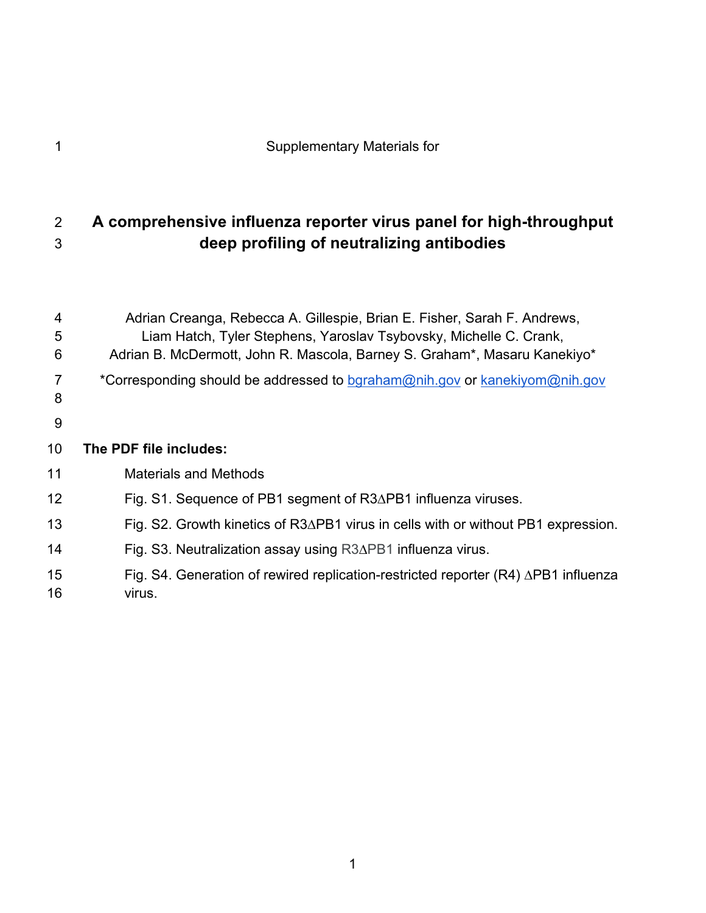Supplementary Materials for

# A comprehensive influenza reporter virus panel for high-throughput deep profiling of neutralizing antibodies

Adrian Creanga, Rebecca A. Gillespie, Brian E. Fisher, Sarah F. Andrews, Liam Hatch, Tyler Stephens, Yaroslav Tsybovsky, Michelle C. Crank, Adrian B. McDermott, John R. Mascola, Barney S. Graham*, Masaru Kanekiyo*

*Corresponding should be addressed to bgraham@nih.gov or kanekiyom@nih.gov

**The PDF file includes:**

- Materials and Methods
- Fig. S1. Sequence of PB1 segment of R3ΔPB1 influenza viruses.
- Fig. S2. Growth kinetics of R3ΔPB1 virus in cells with or without PB1 expression.
- Fig. S3. Neutralization assay using R3ΔPB1 influenza virus.
- Fig. S4. Generation of rewired replication-restricted reporter (R4) ΔPB1 influenza virus.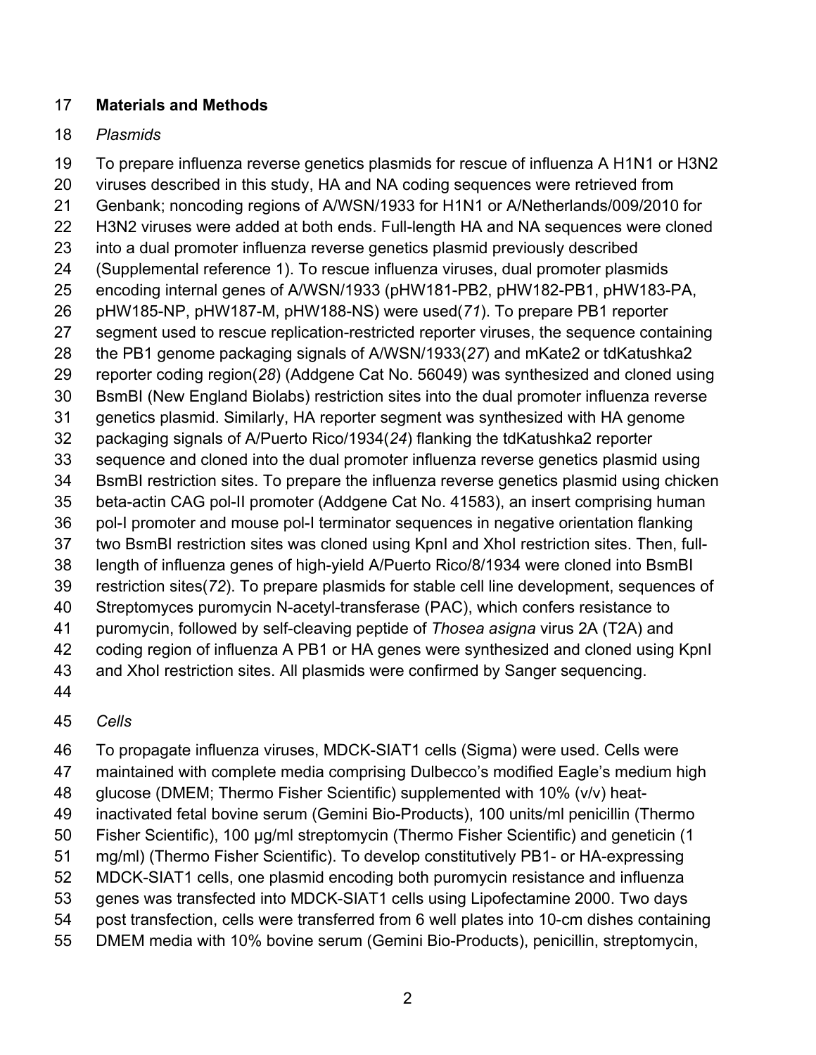## Materials and Methods

*Plasmids*

To prepare influenza reverse genetics plasmids for rescue of influenza A H1N1 or H3N2 viruses described in this study, HA and NA coding sequences were retrieved from Genbank; noncoding regions of A/WSN/1933 for H1N1 or A/Netherlands/009/2010 for H3N2 viruses were added at both ends. Full-length HA and NA sequences were cloned into a dual promoter influenza reverse genetics plasmid previously described (Supplemental reference 1). To rescue influenza viruses, dual promoter plasmids encoding internal genes of A/WSN/1933 (pHW181-PB2, pHW182-PB1, pHW183-PA, pHW185-NP, pHW187-M, pHW188-NS) were used(*71*). To prepare PB1 reporter segment used to rescue replication-restricted reporter viruses, the sequence containing the PB1 genome packaging signals of A/WSN/1933(*27*) and mKate2 or tdKatushka2 reporter coding region(*28*) (Addgene Cat No. 56049) was synthesized and cloned using BsmBI (New England Biolabs) restriction sites into the dual promoter influenza reverse genetics plasmid. Similarly, HA reporter segment was synthesized with HA genome packaging signals of A/Puerto Rico/1934(*24*) flanking the tdKatushka2 reporter sequence and cloned into the dual promoter influenza reverse genetics plasmid using BsmBI restriction sites. To prepare the influenza reverse genetics plasmid using chicken beta-actin CAG pol-II promoter (Addgene Cat No. 41583), an insert comprising human pol-I promoter and mouse pol-I terminator sequences in negative orientation flanking two BsmBI restriction sites was cloned using KpnI and XhoI restriction sites. Then, full-length of influenza genes of high-yield A/Puerto Rico/8/1934 were cloned into BsmBI restriction sites(*72*). To prepare plasmids for stable cell line development, sequences of Streptomyces puromycin N-acetyl-transferase (PAC), which confers resistance to puromycin, followed by self-cleaving peptide of *Thosea asigna* virus 2A (T2A) and coding region of influenza A PB1 or HA genes were synthesized and cloned using KpnI and XhoI restriction sites. All plasmids were confirmed by Sanger sequencing.

*Cells*

To propagate influenza viruses, MDCK-SIAT1 cells (Sigma) were used. Cells were maintained with complete media comprising Dulbecco's modified Eagle's medium high glucose (DMEM; Thermo Fisher Scientific) supplemented with 10% (v/v) heat-inactivated fetal bovine serum (Gemini Bio-Products), 100 units/ml penicillin (Thermo Fisher Scientific), 100 µg/ml streptomycin (Thermo Fisher Scientific) and geneticin (1 mg/ml) (Thermo Fisher Scientific). To develop constitutively PB1- or HA-expressing MDCK-SIAT1 cells, one plasmid encoding both puromycin resistance and influenza genes was transfected into MDCK-SIAT1 cells using Lipofectamine 2000. Two days post transfection, cells were transferred from 6 well plates into 10-cm dishes containing DMEM media with 10% bovine serum (Gemini Bio-Products), penicillin, streptomycin,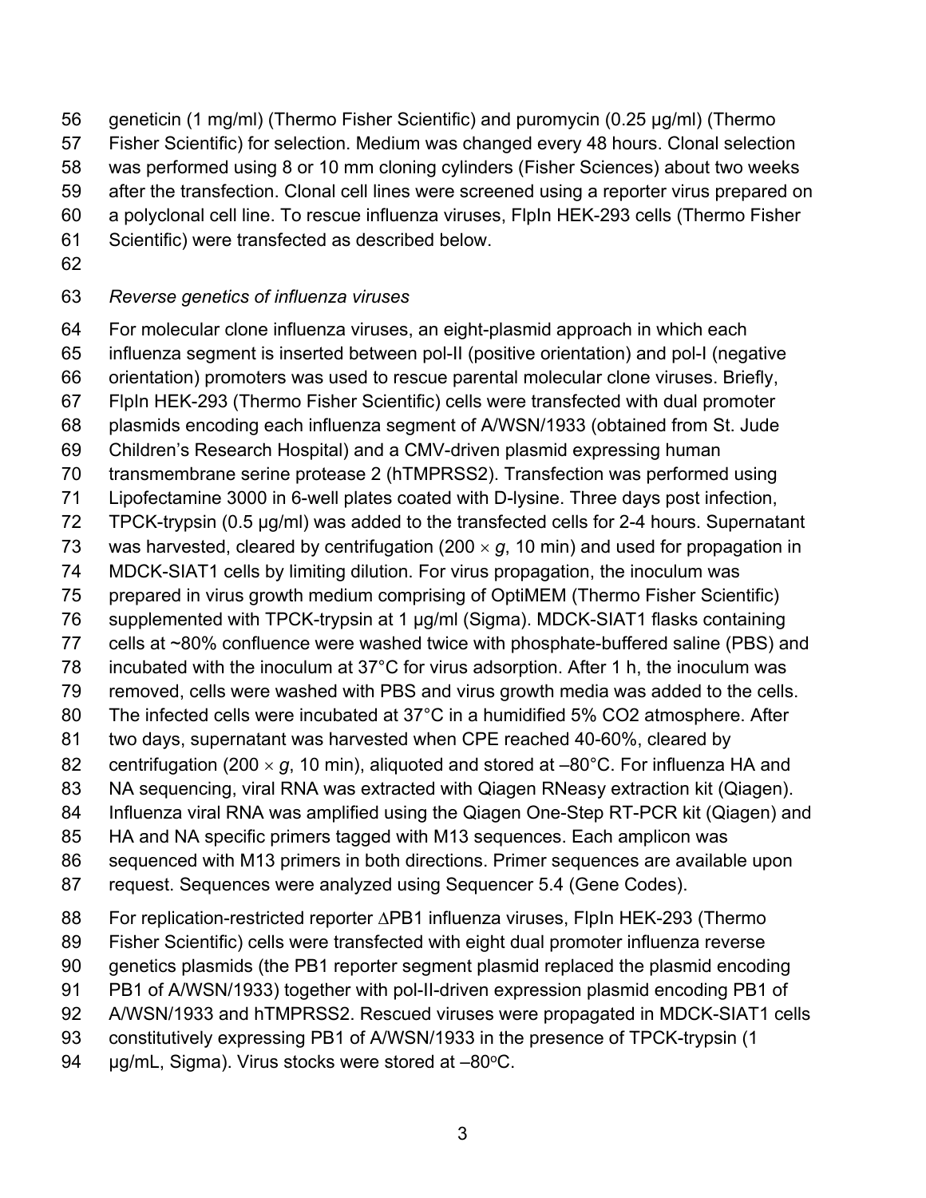geneticin (1 mg/ml) (Thermo Fisher Scientific) and puromycin (0.25 µg/ml) (Thermo Fisher Scientific) for selection. Medium was changed every 48 hours. Clonal selection was performed using 8 or 10 mm cloning cylinders (Fisher Sciences) about two weeks after the transfection. Clonal cell lines were screened using a reporter virus prepared on a polyclonal cell line. To rescue influenza viruses, FlpIn HEK-293 cells (Thermo Fisher Scientific) were transfected as described below.

*Reverse genetics of influenza viruses*

For molecular clone influenza viruses, an eight-plasmid approach in which each influenza segment is inserted between pol-II (positive orientation) and pol-I (negative orientation) promoters was used to rescue parental molecular clone viruses. Briefly, FlpIn HEK-293 (Thermo Fisher Scientific) cells were transfected with dual promoter plasmids encoding each influenza segment of A/WSN/1933 (obtained from St. Jude Children's Research Hospital) and a CMV-driven plasmid expressing human transmembrane serine protease 2 (hTMPRSS2). Transfection was performed using Lipofectamine 3000 in 6-well plates coated with D-lysine. Three days post infection, TPCK-trypsin (0.5 µg/ml) was added to the transfected cells for 2-4 hours. Supernatant was harvested, cleared by centrifugation (200 $\times$ *g*, 10 min) and used for propagation in MDCK-SIAT1 cells by limiting dilution. For virus propagation, the inoculum was prepared in virus growth medium comprising of OptiMEM (Thermo Fisher Scientific) supplemented with TPCK-trypsin at 1 µg/ml (Sigma). MDCK-SIAT1 flasks containing cells at ~80% confluence were washed twice with phosphate-buffered saline (PBS) and incubated with the inoculum at 37°C for virus adsorption. After 1 h, the inoculum was removed, cells were washed with PBS and virus growth media was added to the cells. The infected cells were incubated at 37°C in a humidified 5% CO2 atmosphere. After two days, supernatant was harvested when CPE reached 40-60%, cleared by centrifugation (200 $\times$ *g*, 10 min), aliquoted and stored at –80°C. For influenza HA and NA sequencing, viral RNA was extracted with Qiagen RNeasy extraction kit (Qiagen). Influenza viral RNA was amplified using the Qiagen One-Step RT-PCR kit (Qiagen) and HA and NA specific primers tagged with M13 sequences. Each amplicon was sequenced with M13 primers in both directions. Primer sequences are available upon request. Sequences were analyzed using Sequencer 5.4 (Gene Codes).

For replication-restricted reporter ΔPB1 influenza viruses, FlpIn HEK-293 (Thermo Fisher Scientific) cells were transfected with eight dual promoter influenza reverse genetics plasmids (the PB1 reporter segment plasmid replaced the plasmid encoding PB1 of A/WSN/1933) together with pol-II-driven expression plasmid encoding PB1 of A/WSN/1933 and hTMPRSS2. Rescued viruses were propagated in MDCK-SIAT1 cells constitutively expressing PB1 of A/WSN/1933 in the presence of TPCK-trypsin (1 µg/mL, Sigma). Virus stocks were stored at –80°C.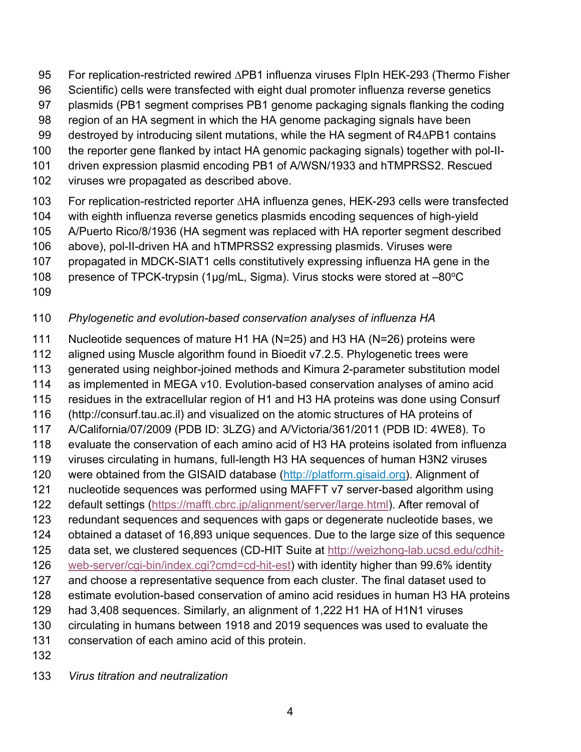For replication-restricted rewired ∆PB1 influenza viruses FlpIn HEK-293 (Thermo Fisher Scientific) cells were transfected with eight dual promoter influenza reverse genetics plasmids (PB1 segment comprises PB1 genome packaging signals flanking the coding region of an HA segment in which the HA genome packaging signals have been destroyed by introducing silent mutations, while the HA segment of R4∆PB1 contains the reporter gene flanked by intact HA genomic packaging signals) together with pol-II-driven expression plasmid encoding PB1 of A/WSN/1933 and hTMPRSS2. Rescued viruses wre propagated as described above.

For replication-restricted reporter ∆HA influenza genes, HEK-293 cells were transfected with eighth influenza reverse genetics plasmids encoding sequences of high-yield A/Puerto Rico/8/1936 (HA segment was replaced with HA reporter segment described above), pol-II-driven HA and hTMPRSS2 expressing plasmids. Viruses were propagated in MDCK-SIAT1 cells constitutively expressing influenza HA gene in the presence of TPCK-trypsin (1μg/mL, Sigma). Virus stocks were stored at –80$^{o}$C

*Phylogenetic and evolution-based conservation analyses of influenza HA*

Nucleotide sequences of mature H1 HA (N=25) and H3 HA (N=26) proteins were aligned using Muscle algorithm found in Bioedit v7.2.5. Phylogenetic trees were generated using neighbor-joined methods and Kimura 2-parameter substitution model as implemented in MEGA v10. Evolution-based conservation analyses of amino acid residues in the extracellular region of H1 and H3 HA proteins was done using Consurf (http://consurf.tau.ac.il) and visualized on the atomic structures of HA proteins of A/California/07/2009 (PDB ID: 3LZG) and A/Victoria/361/2011 (PDB ID: 4WE8). To evaluate the conservation of each amino acid of H3 HA proteins isolated from influenza viruses circulating in humans, full-length H3 HA sequences of human H3N2 viruses were obtained from the GISAID database (http://platform.gisaid.org). Alignment of nucleotide sequences was performed using MAFFT v7 server-based algorithm using default settings (https://mafft.cbrc.jp/alignment/server/large.html). After removal of redundant sequences and sequences with gaps or degenerate nucleotide bases, we obtained a dataset of 16,893 unique sequences. Due to the large size of this sequence data set, we clustered sequences (CD-HIT Suite at http://weizhong-lab.ucsd.edu/cdhit-web-server/cgi-bin/index.cgi?cmd=cd-hit-est) with identity higher than 99.6% identity and choose a representative sequence from each cluster. The final dataset used to estimate evolution-based conservation of amino acid residues in human H3 HA proteins had 3,408 sequences. Similarly, an alignment of 1,222 H1 HA of H1N1 viruses circulating in humans between 1918 and 2019 sequences was used to evaluate the conservation of each amino acid of this protein.

*Virus titration and neutralization*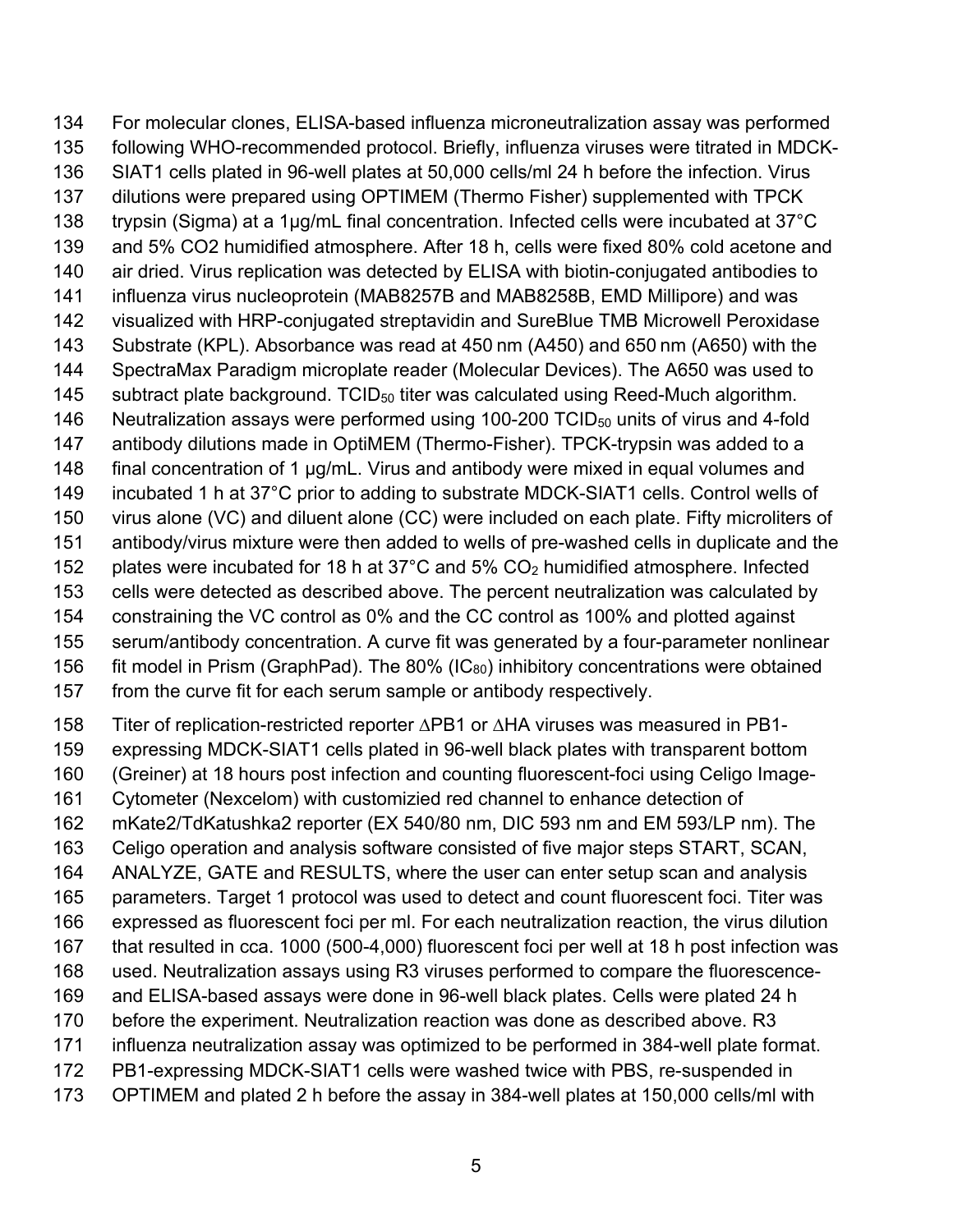For molecular clones, ELISA-based influenza microneutralization assay was performed following WHO-recommended protocol. Briefly, influenza viruses were titrated in MDCK-SIAT1 cells plated in 96-well plates at 50,000 cells/ml 24 h before the infection. Virus dilutions were prepared using OPTIMEM (Thermo Fisher) supplemented with TPCK trypsin (Sigma) at a 1µg/mL final concentration. Infected cells were incubated at 37°C and 5% CO2 humidified atmosphere. After 18 h, cells were fixed 80% cold acetone and air dried. Virus replication was detected by ELISA with biotin-conjugated antibodies to influenza virus nucleoprotein (MAB8257B and MAB8258B, EMD Millipore) and was visualized with HRP-conjugated streptavidin and SureBlue TMB Microwell Peroxidase Substrate (KPL). Absorbance was read at 450 nm (A450) and 650 nm (A650) with the SpectraMax Paradigm microplate reader (Molecular Devices). The A650 was used to subtract plate background. $TCID_{50}$ titer was calculated using Reed-Much algorithm. Neutralization assays were performed using 100-200 $TCID_{50}$ units of virus and 4-fold antibody dilutions made in OptiMEM (Thermo-Fisher). TPCK-trypsin was added to a final concentration of 1 µg/mL. Virus and antibody were mixed in equal volumes and incubated 1 h at 37°C prior to adding to substrate MDCK-SIAT1 cells. Control wells of virus alone (VC) and diluent alone (CC) were included on each plate. Fifty microliters of antibody/virus mixture were then added to wells of pre-washed cells in duplicate and the plates were incubated for 18 h at 37°C and 5% $CO_2$ humidified atmosphere. Infected cells were detected as described above. The percent neutralization was calculated by constraining the VC control as 0% and the CC control as 100% and plotted against serum/antibody concentration. A curve fit was generated by a four-parameter nonlinear fit model in Prism (GraphPad). The 80% ($IC_{80}$) inhibitory concentrations were obtained from the curve fit for each serum sample or antibody respectively.

Titer of replication-restricted reporter ∆PB1 or ∆HA viruses was measured in PB1-expressing MDCK-SIAT1 cells plated in 96-well black plates with transparent bottom (Greiner) at 18 hours post infection and counting fluorescent-foci using Celigo Image-Cytometer (Nexcelom) with customizied red channel to enhance detection of mKate2/TdKatushka2 reporter (EX 540/80 nm, DIC 593 nm and EM 593/LP nm). The Celigo operation and analysis software consisted of five major steps START, SCAN, ANALYZE, GATE and RESULTS, where the user can enter setup scan and analysis parameters. Target 1 protocol was used to detect and count fluorescent foci. Titer was expressed as fluorescent foci per ml. For each neutralization reaction, the virus dilution that resulted in cca. 1000 (500-4,000) fluorescent foci per well at 18 h post infection was used. Neutralization assays using R3 viruses performed to compare the fluorescence- and ELISA-based assays were done in 96-well black plates. Cells were plated 24 h before the experiment. Neutralization reaction was done as described above. R3 influenza neutralization assay was optimized to be performed in 384-well plate format. PB1-expressing MDCK-SIAT1 cells were washed twice with PBS, re-suspended in OPTIMEM and plated 2 h before the assay in 384-well plates at 150,000 cells/ml with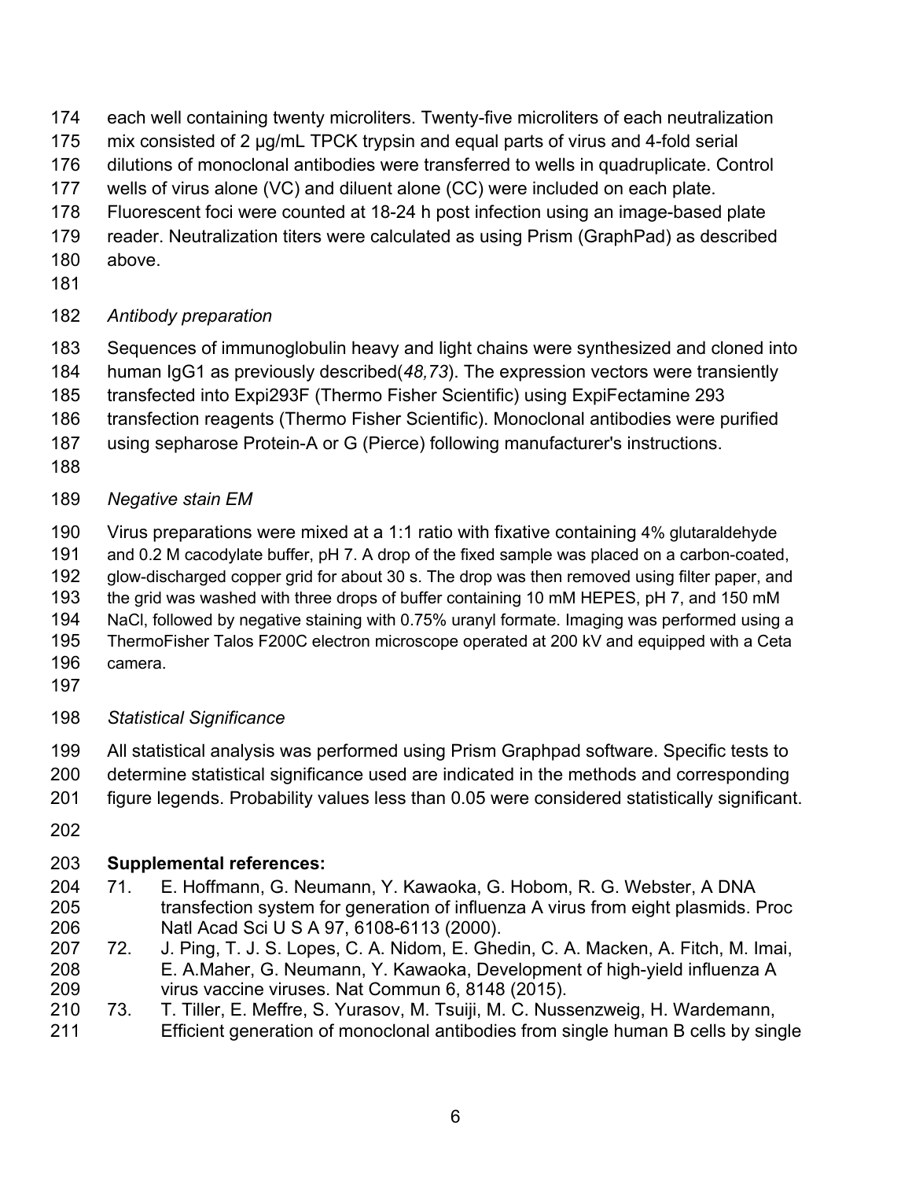each well containing twenty microliters. Twenty-five microliters of each neutralization mix consisted of 2 µg/mL TPCK trypsin and equal parts of virus and 4-fold serial dilutions of monoclonal antibodies were transferred to wells in quadruplicate. Control wells of virus alone (VC) and diluent alone (CC) were included on each plate. Fluorescent foci were counted at 18-24 h post infection using an image-based plate reader. Neutralization titers were calculated as using Prism (GraphPad) as described above.

*Antibody preparation*

Sequences of immunoglobulin heavy and light chains were synthesized and cloned into human IgG1 as previously described(*48,73*). The expression vectors were transiently transfected into Expi293F (Thermo Fisher Scientific) using ExpiFectamine 293 transfection reagents (Thermo Fisher Scientific). Monoclonal antibodies were purified using sepharose Protein-A or G (Pierce) following manufacturer's instructions.

*Negative stain EM*

Virus preparations were mixed at a 1:1 ratio with fixative containing 4% glutaraldehyde and 0.2 M cacodylate buffer, pH 7. A drop of the fixed sample was placed on a carbon-coated, glow-discharged copper grid for about 30 s. The drop was then removed using filter paper, and the grid was washed with three drops of buffer containing 10 mM HEPES, pH 7, and 150 mM NaCl, followed by negative staining with 0.75% uranyl formate. Imaging was performed using a ThermoFisher Talos F200C electron microscope operated at 200 kV and equipped with a Ceta camera.

*Statistical Significance*

All statistical analysis was performed using Prism Graphpad software. Specific tests to determine statistical significance used are indicated in the methods and corresponding figure legends. Probability values less than 0.05 were considered statistically significant.

**Supplemental references:**

71. E. Hoffmann, G. Neumann, Y. Kawaoka, G. Hobom, R. G. Webster, A DNA transfection system for generation of influenza A virus from eight plasmids. Proc Natl Acad Sci U S A 97, 6108-6113 (2000).
72. J. Ping, T. J. S. Lopes, C. A. Nidom, E. Ghedin, C. A. Macken, A. Fitch, M. Imai, E. A.Maher, G. Neumann, Y. Kawaoka, Development of high-yield influenza A virus vaccine viruses. Nat Commun 6, 8148 (2015).
73. T. Tiller, E. Meffre, S. Yurasov, M. Tsuiji, M. C. Nussenzweig, H. Wardemann, Efficient generation of monoclonal antibodies from single human B cells by single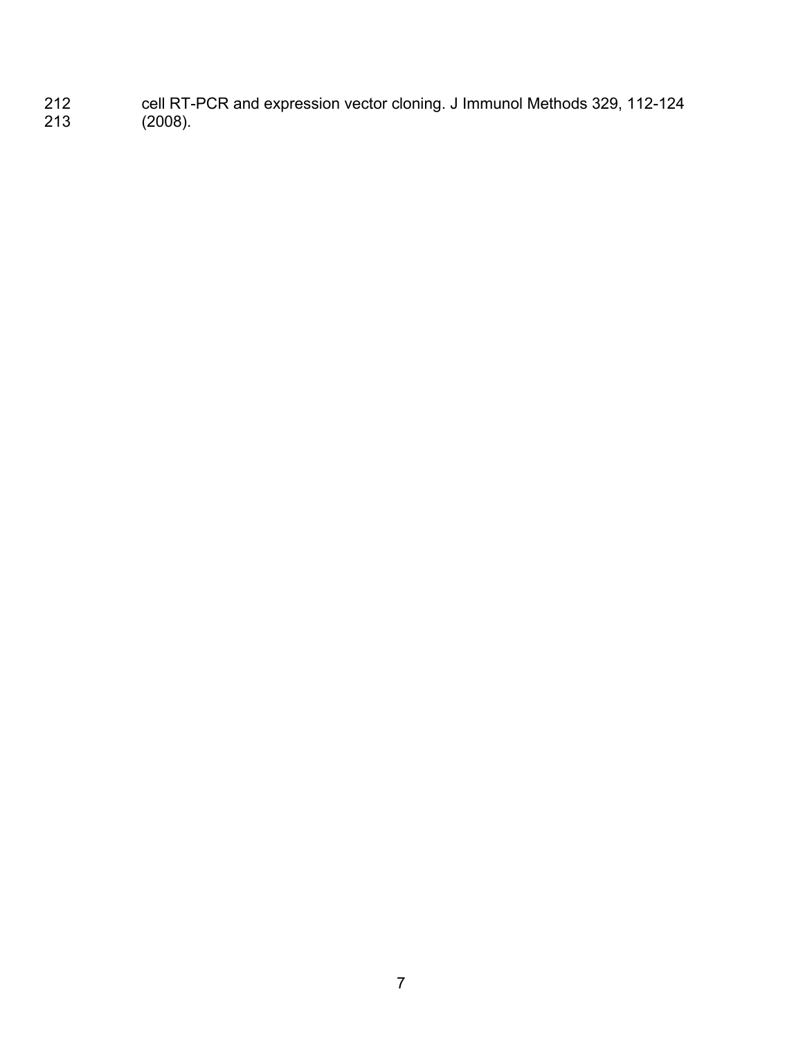cell RT-PCR and expression vector cloning. J Immunol Methods 329, 112-124 (2008).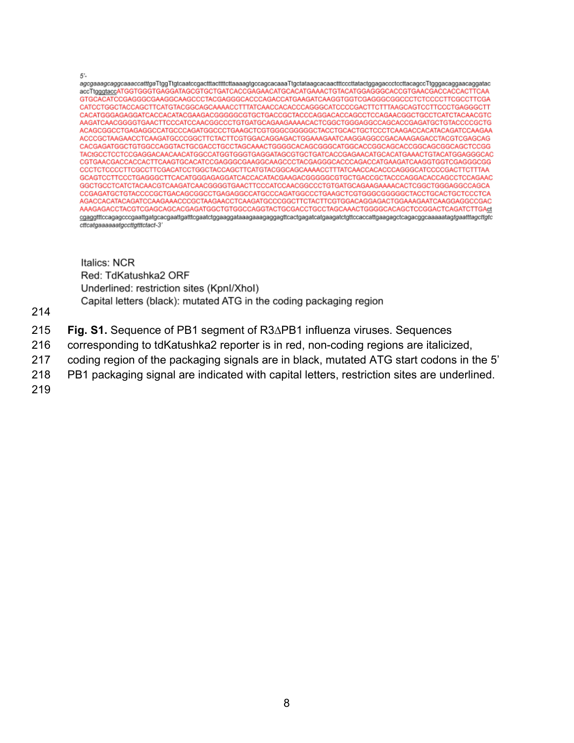5'-
agcgaaagcaggcaaaccatttgaTtggTtgtcaatccgactttacttttcttaaaagtgccagcacaaaTtgctataagcacaactttcccttatactggagaccctccttacagccTtgggacaggaacaggatac accTtggtaccATGGTGGGTGAGGATAGCGTGCTGATCACCGAGAACATGCACATGAAACTGTACATGGAGGGCACCGTGAACGACCACCACTTCAA GTGCACATCCGAGGGCGAAGGCAAGCCCTACGAGGGCACCCAGACCATGAAGATCAAGGTGGTCGAGGGCGGCCCTCTCCCCTTCGCCTTCGA CATCCTGGCTACCAGCTTCATGTACGGCAGCAAAACCTTTATCAACCACACCCAGGGCATCCCCGACTTCTTTAAGCAGTCCTTCCCTGAGGGCTT CACATGGGAGAGGATCACCACATACGAAGACGGGGGCGTGCTGACCGCTACCCAGGACACCAGCCTCCAGAACGGCTGCCTCATCTACAACGTC AAGATCAACGGGGTGAACTTCCCATCCAACGGCCCTGTGATGCAGAAGAAAACACTCGGCTGGGAGGCCAGCACCGAGATGCTGTACCCCGCTG ACAGCGGCCTGAGAGGCCATGCCCAGATGGCCCTGAAGCTCGTGGGCGGGGGCTACCTGCACTGCTCCCTCAAGACCACATACAGATCCAAGAA ACCCGCTAAGAACCTCAAGATGCCCGGCTTCTACTTCGTGGACAGGAGACTGGAAAGAATCAAGGAGGCCGACAAAGAGACCTACGTCGAGCAG CACGAGATGGCTGTGGCCAGGTACTGCGACCTGCCTAGCAAACTGGGGCACAGCGGCATGGCACCGGCAGCACCGGCAGCGGCAGCTCCGG TACtGCCTCCTCCGAGGACAACAACATGGCCATGGTGGGTGAGGATAGCGTGCTGATCACCGAGAACATGCACATGAAACTGTACATGGAGGGCAC CGTGAACGACCACCACTTCAAGTGCACATCCGAGGGCGAAGGCAAGCCCTACGAGGGCACCCAGACCATGAAGATCAAGGTGGTCGAGGGCGG CCCTCTCCCCTTCGCCTTCGACATCCTGGCTACCAGCTTCATGTACGGCAGCAAAACCTTTATCAACCACACCCAGGGCATCCCCGACTTCTTTAA GCAGTCCTTCCCTGAGGGCTTCACATGGGAGAGGATCACCACATACGAAGACGGGGGCGTGCTGACCGCTACCCAGGACACCAGCCTCCAGAAC GGCTGCCTCATCTACAACGTCAAGATCAACGGGGTGAACTTCCCATCCAACGGCCCTGTGATGCAGAAGAAAACACTCGGCTGGGAGGCCAGCA CCGAGATGCTGTACCCCGCTGACAGCGGCCTGAGAGGCCATGCCCAGATGGCCCTGAAGCTCGTGGGCGGGGGCTACCTGCACTGCTCCCTCA AGACCACATACAGATCCAAGAAACCCGCTAAGAACCTCAAGATGCCCGGCTTCTACTTCGTGGACAGGAGACTGGAAAGAATCAAGGAGGCCGAC AAAGAGACCTACGTCGAGCAGCACGAGATGGCTGTGGCCAGGTACTGCGACCTGCCTAGCAAACTGGGGCACAGCTCCGGACTCAGATCTTGAct cgaggtttccagagcccgaattgatgcacgaattgatttcgaatctggaaggataaagaaagaggagttcactgagatcatgaagatctgttccaccattgaagagctcagacggcaaaaatagtgaatttagcttgtc cttcatgaaaaaatgccttgtttctact-3'

Italics: NCR
Red: TdKatushka2 ORF
Underlined: restriction sites (KpnI/XhoI)
Capital letters (black): mutated ATG in the coding packaging region

**Fig. S1.** Sequence of PB1 segment of R3ΔPB1 influenza viruses. Sequences corresponding to tdKatushka2 reporter is in red, non-coding regions are italicized, coding region of the packaging signals are in black, mutated ATG start codons in the 5' PB1 packaging signal are indicated with capital letters, restriction sites are underlined.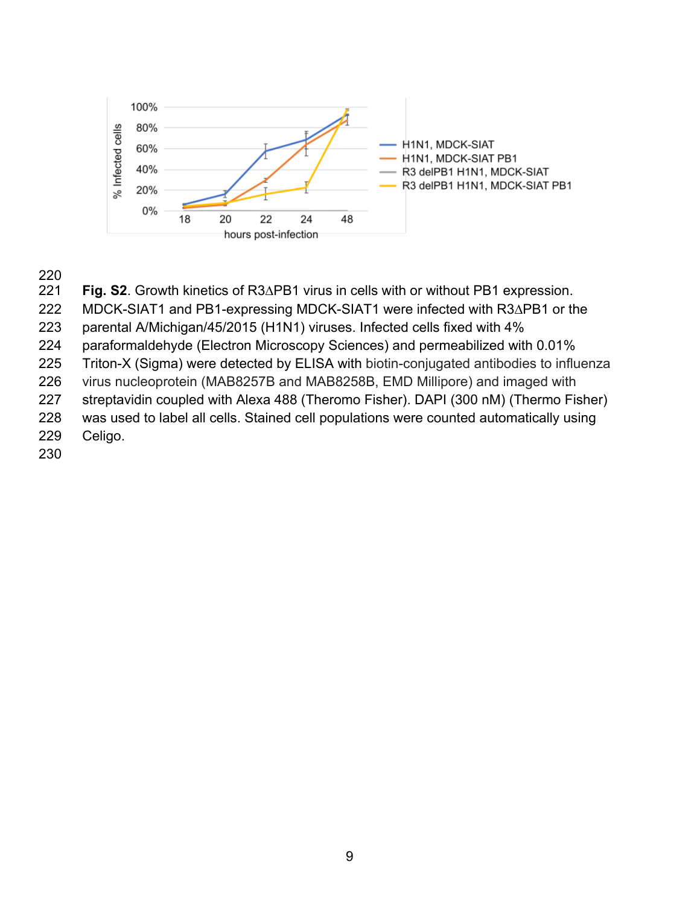**Fig. S2**. Growth kinetics of R3ΔPB1 virus in cells with or without PB1 expression. MDCK-SIAT1 and PB1-expressing MDCK-SIAT1 were infected with R3ΔPB1 or the parental A/Michigan/45/2015 (H1N1) viruses. Infected cells fixed with 4% paraformaldehyde (Electron Microscopy Sciences) and permeabilized with 0.01% Triton-X (Sigma) were detected by ELISA with biotin-conjugated antibodies to influenza virus nucleoprotein (MAB8257B and MAB8258B, EMD Millipore) and imaged with streptavidin coupled with Alexa 488 (Theromo Fisher). DAPI (300 nM) (Thermo Fisher) was used to label all cells. Stained cell populations were counted automatically using Celigo.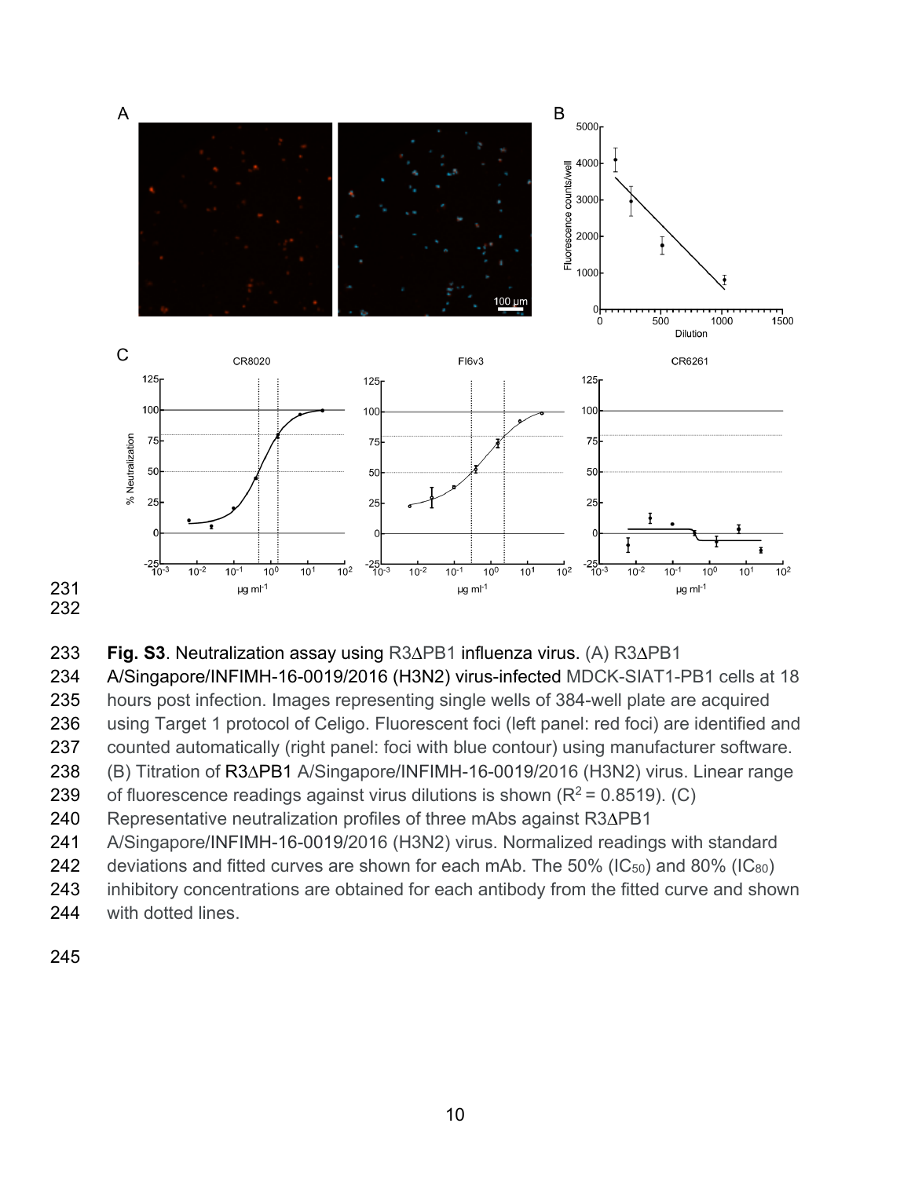**Fig. S3**. Neutralization assay using R3ΔPB1 influenza virus. (A) R3ΔPB1 A/Singapore/INFIMH-16-0019/2016 (H3N2) virus-infected MDCK-SIAT1-PB1 cells at 18 hours post infection. Images representing single wells of 384-well plate are acquired using Target 1 protocol of Celigo. Fluorescent foci (left panel: red foci) are identified and counted automatically (right panel: foci with blue contour) using manufacturer software. (B) Titration of R3ΔPB1 A/Singapore/INFIMH-16-0019/2016 (H3N2) virus. Linear range of fluorescence readings against virus dilutions is shown ($R^2 = 0.8519$). (C) Representative neutralization profiles of three mAbs against R3ΔPB1 A/Singapore/INFIMH-16-0019/2016 (H3N2) virus. Normalized readings with standard deviations and fitted curves are shown for each mAb. The 50% ($IC_{50}$) and 80% ($IC_{80}$) inhibitory concentrations are obtained for each antibody from the fitted curve and shown with dotted lines.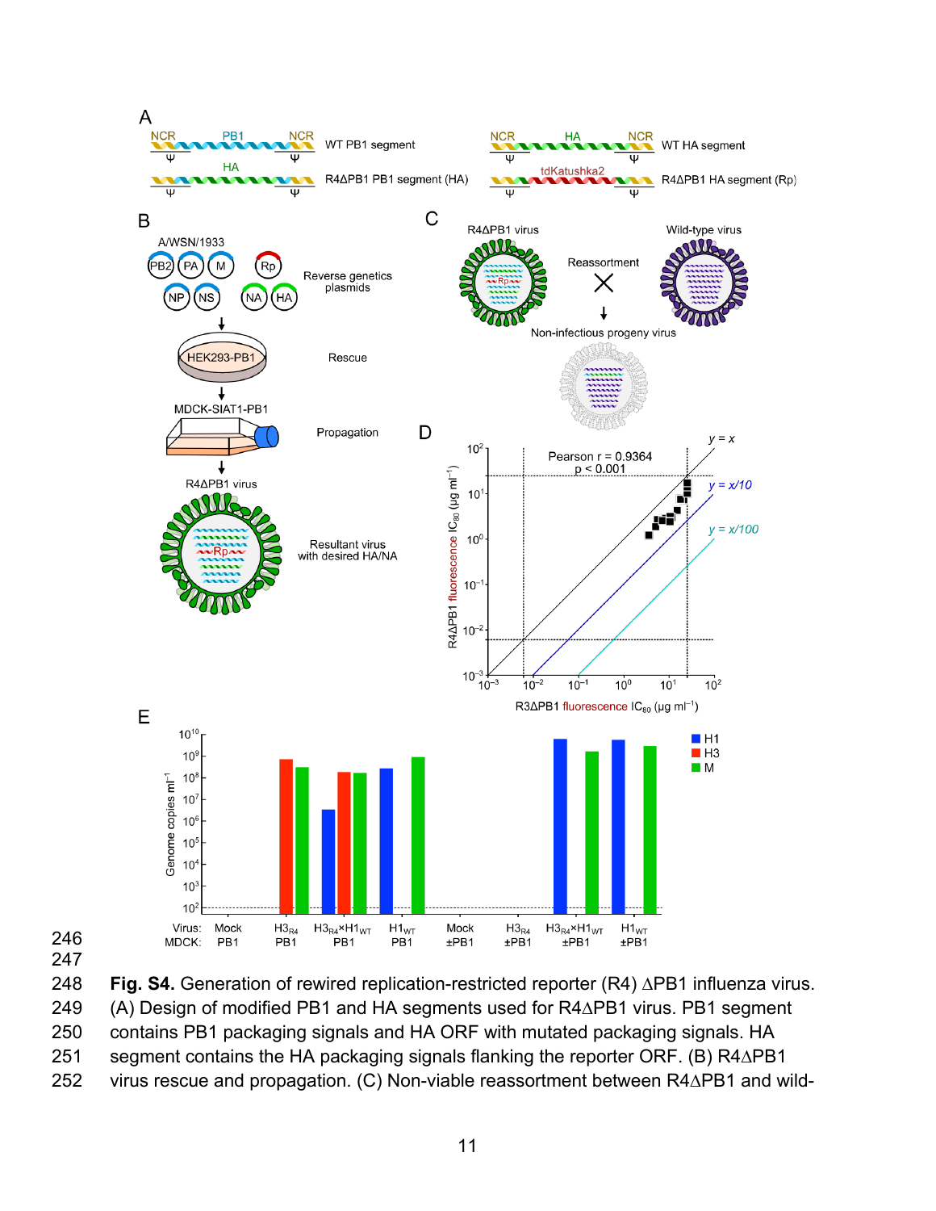**Fig. S4.** Generation of rewired replication-restricted reporter (R4) ΔPB1 influenza virus. (A) Design of modified PB1 and HA segments used for R4ΔPB1 virus. PB1 segment contains PB1 packaging signals and HA ORF with mutated packaging signals. HA segment contains the HA packaging signals flanking the reporter ORF. (B) R4ΔPB1 virus rescue and propagation. (C) Non-viable reassortment between R4ΔPB1 and wild-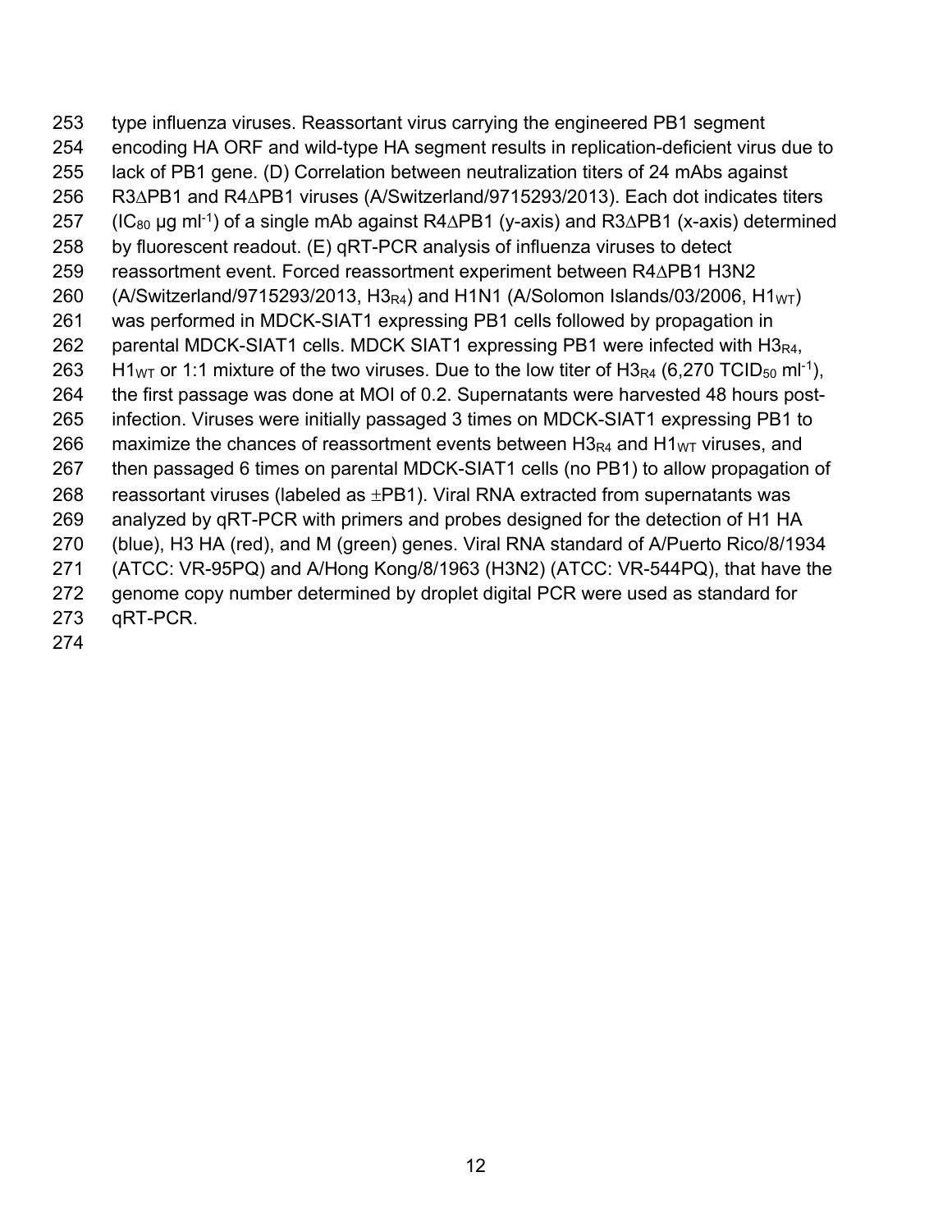type influenza viruses. Reassortant virus carrying the engineered PB1 segment encoding HA ORF and wild-type HA segment results in replication-deficient virus due to lack of PB1 gene. (D) Correlation between neutralization titers of 24 mAbs against R3ΔPB1 and R4ΔPB1 viruses (A/Switzerland/9715293/2013). Each dot indicates titers ($IC_{80}$ μg $ml^{-1}$) of a single mAb against R4ΔPB1 (y-axis) and R3ΔPB1 (x-axis) determined by fluorescent readout. (E) qRT-PCR analysis of influenza viruses to detect reassortment event. Forced reassortment experiment between R4ΔPB1 H3N2 (A/Switzerland/9715293/2013, $H3_{R4}$) and H1N1 (A/Solomon Islands/03/2006, $H1_{WT}$) was performed in MDCK-SIAT1 expressing PB1 cells followed by propagation in parental MDCK-SIAT1 cells. MDCK SIAT1 expressing PB1 were infected with $H3_{R4}$, $H1_{WT}$ or 1:1 mixture of the two viruses. Due to the low titer of $H3_{R4}$ (6,270 $TCID_{50}$ $ml^{-1}$), the first passage was done at MOI of 0.2. Supernatants were harvested 48 hours post-infection. Viruses were initially passaged 3 times on MDCK-SIAT1 expressing PB1 to maximize the chances of reassortment events between $H3_{R4}$ and $H1_{WT}$ viruses, and then passaged 6 times on parental MDCK-SIAT1 cells (no PB1) to allow propagation of reassortant viruses (labeled as ±PB1). Viral RNA extracted from supernatants was analyzed by qRT-PCR with primers and probes designed for the detection of H1 HA (blue), H3 HA (red), and M (green) genes. Viral RNA standard of A/Puerto Rico/8/1934 (ATCC: VR-95PQ) and A/Hong Kong/8/1963 (H3N2) (ATCC: VR-544PQ), that have the genome copy number determined by droplet digital PCR were used as standard for qRT-PCR.